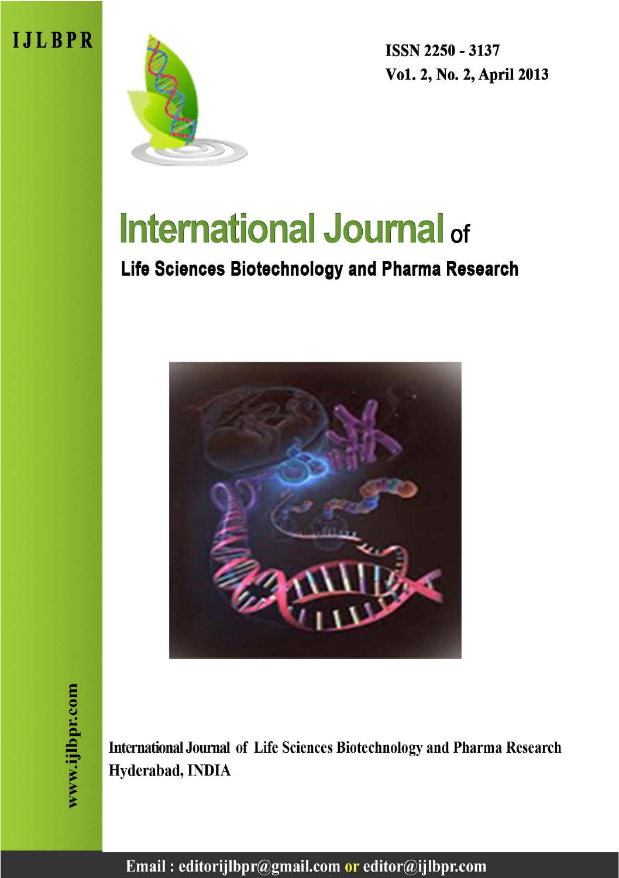IJLBPR

ISSN 2250 - 3137

Vo1. 2, No. 2, April 2013

# International Journal of

## Life Sciences Biotechnology and Pharma Research

www.ijlbpr.com

International Journal of Life Sciences Biotechnology and Pharma Research

Hyderabad, INDIA

Email : editorijlbpr@gmail.com or editor@ijlbpr.com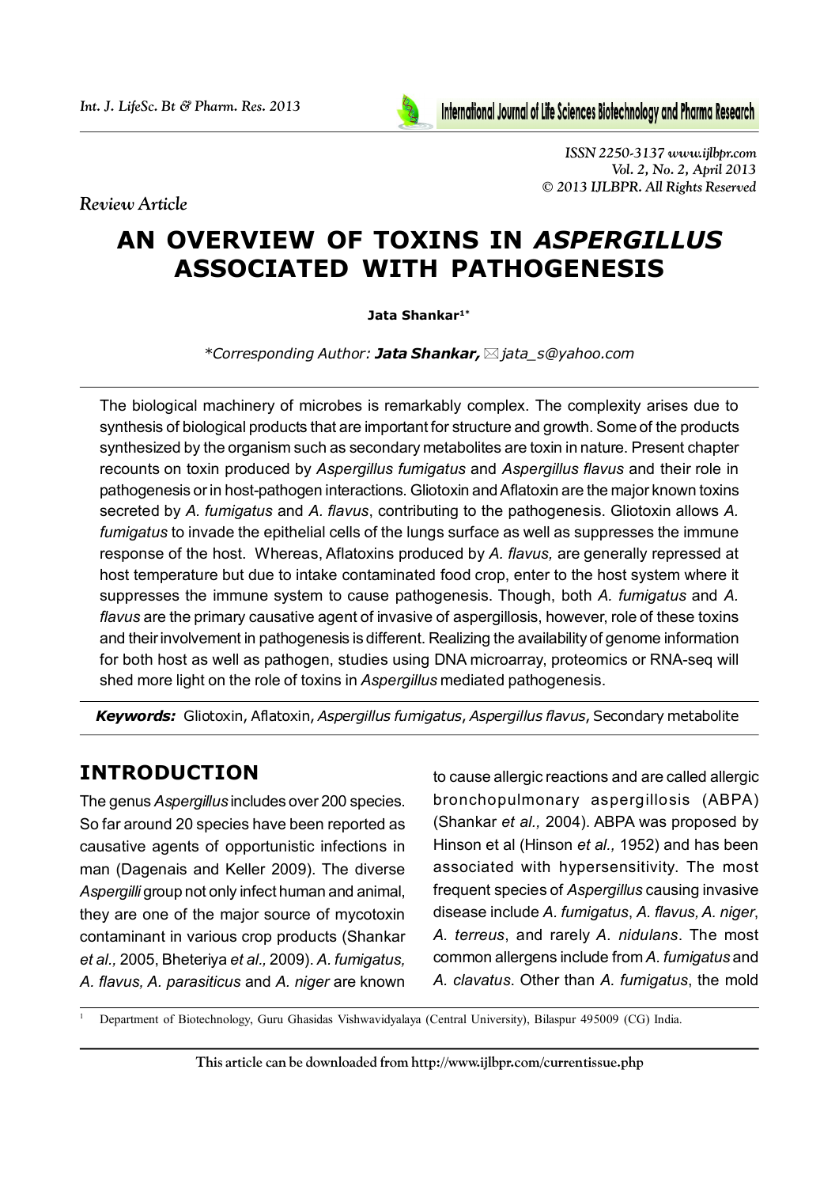*Review Article*

# AN OVERVIEW OF TOXINS IN *ASPERGILLUS* ASSOCIATED WITH PATHOGENESIS

**Jata Shankar**[1*]

*Corresponding Author: **Jata Shankar,** ✉ jata_s@yahoo.com

The biological machinery of microbes is remarkably complex. The complexity arises due to synthesis of biological products that are important for structure and growth. Some of the products synthesized by the organism such as secondary metabolites are toxin in nature. Present chapter recounts on toxin produced by *Aspergillus fumigatus* and *Aspergillus flavus* and their role in pathogenesis or in host-pathogen interactions. Gliotoxin and Aflatoxin are the major known toxins secreted by *A. fumigatus* and *A. flavus*, contributing to the pathogenesis. Gliotoxin allows *A. fumigatus* to invade the epithelial cells of the lungs surface as well as suppresses the immune response of the host. Whereas, Aflatoxins produced by *A. flavus,* are generally repressed at host temperature but due to intake contaminated food crop, enter to the host system where it suppresses the immune system to cause pathogenesis. Though, both *A. fumigatus* and *A. flavus* are the primary causative agent of invasive of aspergillosis, however, role of these toxins and their involvement in pathogenesis is different. Realizing the availability of genome information for both host as well as pathogen, studies using DNA microarray, proteomics or RNA-seq will shed more light on the role of toxins in *Aspergillus* mediated pathogenesis.

***Keywords:*** Gliotoxin, Aflatoxin, *Aspergillus fumigatus*, *Aspergillus flavus*, Secondary metabolite

## INTRODUCTION

The genus *Aspergillus* includes over 200 species. So far around 20 species have been reported as causative agents of opportunistic infections in man (Dagenais and Keller 2009). The diverse *Aspergilli* group not only infect human and animal, they are one of the major source of mycotoxin contaminant in various crop products (Shankar *et al.,* 2005, Bheteriya *et al.,* 2009). *A. fumigatus, A. flavus, A. parasiticus* and *A. niger* are known to cause allergic reactions and are called allergic bronchopulmonary aspergillosis (ABPA) (Shankar *et al.,* 2004). ABPA was proposed by Hinson et al (Hinson *et al.,* 1952) and has been associated with hypersensitivity. The most frequent species of *Aspergillus* causing invasive disease include *A. fumigatus*, *A. flavus, A. niger*, *A. terreus*, and rarely *A. nidulans*. The most common allergens include from *A. fumigatus* and *A. clavatus*. Other than *A. fumigatus*, the mold

[1] Department of Biotechnology, Guru Ghasidas Vishwavidyalaya (Central University), Bilaspur 495009 (CG) India.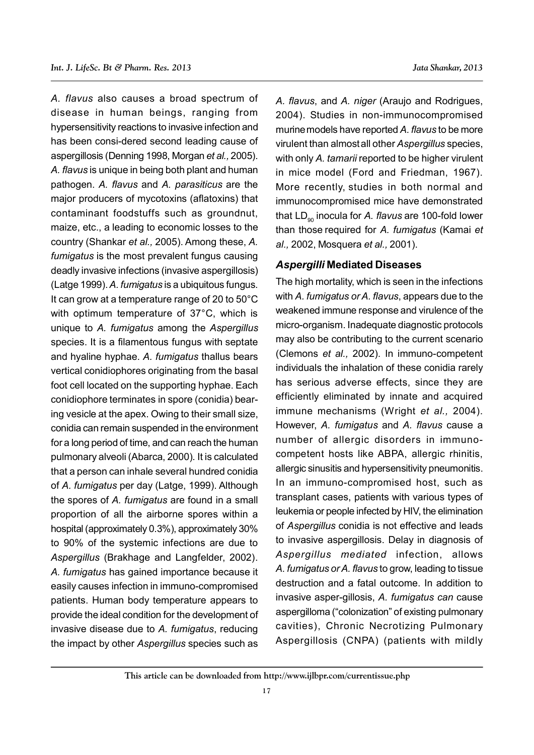*A. flavus* also causes a broad spectrum of disease in human beings, ranging from hypersensitivity reactions to invasive infection and has been consi-dered second leading cause of aspergillosis (Denning 1998, Morgan *et al.,* 2005). *A. flavus* is unique in being both plant and human pathogen. *A. flavus* and *A. parasiticus* are the major producers of mycotoxins (aflatoxins) that contaminant foodstuffs such as groundnut, maize, etc., a leading to economic losses to the country (Shankar *et al.,* 2005). Among these, *A. fumigatus* is the most prevalent fungus causing deadly invasive infections (invasive aspergillosis) (Latge 1999). *A. fumigatus* is a ubiquitous fungus. It can grow at a temperature range of 20 to 50°C with optimum temperature of 37°C, which is unique to *A. fumigatus* among the *Aspergillus* species. It is a filamentous fungus with septate and hyaline hyphae. *A. fumigatus* thallus bears vertical conidiophores originating from the basal foot cell located on the supporting hyphae. Each conidiophore terminates in spore (conidia) bear-ing vesicle at the apex. Owing to their small size, conidia can remain suspended in the environment for a long period of time, and can reach the human pulmonary alveoli (Abarca, 2000). It is calculated that a person can inhale several hundred conidia of *A. fumigatus* per day (Latge, 1999). Although the spores of *A. fumigatus* are found in a small proportion of all the airborne spores within a hospital (approximately 0.3%), approximately 30% to 90% of the systemic infections are due to *Aspergillus* (Brakhage and Langfelder, 2002). *A. fumigatus* has gained importance because it easily causes infection in immuno-compromised patients. Human body temperature appears to provide the ideal condition for the development of invasive disease due to *A. fumigatus*, reducing the impact by other *Aspergillus* species such as *A. flavus*, and *A. niger* (Araujo and Rodrigues, 2004). Studies in non-immunocompromised murine models have reported *A. flavus* to be more virulent than almost all other *Aspergillus* species, with only *A. tamarii* reported to be higher virulent in mice model (Ford and Friedman, 1967). More recently, studies in both normal and immunocompromised mice have demonstrated that $LD_{90}$ inocula for *A. flavus* are 100-fold lower than those required for *A. fumigatus* (Kamai *et al.,* 2002, Mosquera *et al.,* 2001).

## *Aspergilli* Mediated Diseases

The high mortality, which is seen in the infections with *A. fumigatus or A. flavus*, appears due to the weakened immune response and virulence of the micro-organism. Inadequate diagnostic protocols may also be contributing to the current scenario (Clemons *et al.,* 2002). In immuno-competent individuals the inhalation of these conidia rarely has serious adverse effects, since they are efficiently eliminated by innate and acquired immune mechanisms (Wright *et al.,* 2004). However, *A. fumigatus* and *A. flavus* cause a number of allergic disorders in immuno-competent hosts like ABPA, allergic rhinitis, allergic sinusitis and hypersensitivity pneumonitis. In an immuno-compromised host, such as transplant cases, patients with various types of leukemia or people infected by HIV, the elimination of *Aspergillus* conidia is not effective and leads to invasive aspergillosis. Delay in diagnosis of *Aspergillus mediated* infection, allows *A. fumigatus or A. flavus* to grow, leading to tissue destruction and a fatal outcome. In addition to invasive asper-gillosis, *A. fumigatus can* cause aspergilloma ("colonization" of existing pulmonary cavities), Chronic Necrotizing Pulmonary Aspergillosis (CNPA) (patients with mildly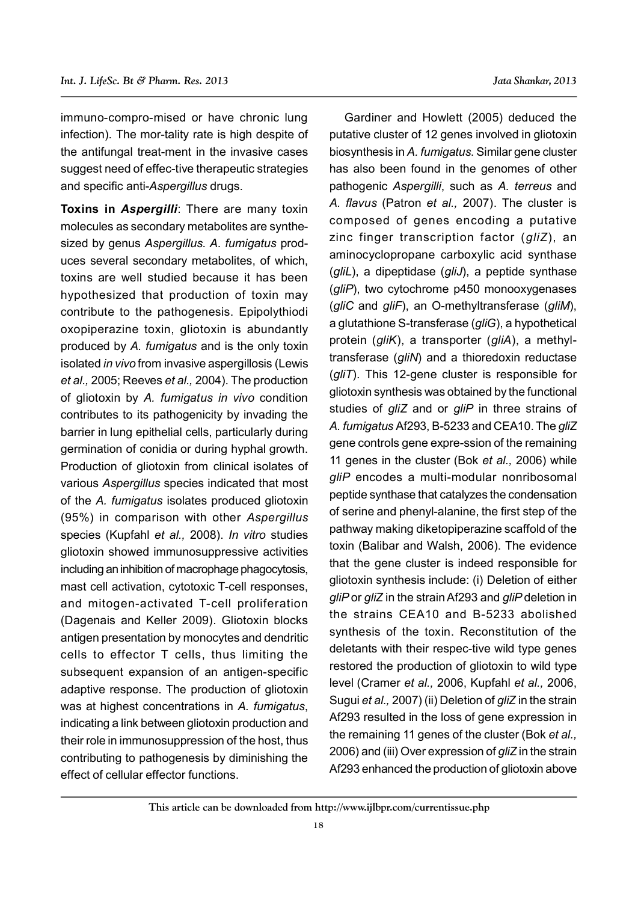immuno-compro-mised or have chronic lung infection). The mor-tality rate is high despite of the antifungal treat-ment in the invasive cases suggest need of effec-tive therapeutic strategies and specific anti-*Aspergillus* drugs.

**Toxins in *Aspergilli***: There are many toxin molecules as secondary metabolites are synthesized by genus *Aspergillus*. *A. fumigatus* produces several secondary metabolites, of which, toxins are well studied because it has been hypothesized that production of toxin may contribute to the pathogenesis. Epipolythiodi oxopiperazine toxin, gliotoxin is abundantly produced by *A. fumigatus* and is the only toxin isolated *in vivo* from invasive aspergillosis (Lewis *et al.,* 2005; Reeves *et al.,* 2004). The production of gliotoxin by *A. fumigatus in vivo* condition contributes to its pathogenicity by invading the barrier in lung epithelial cells, particularly during germination of conidia or during hyphal growth. Production of gliotoxin from clinical isolates of various *Aspergillus* species indicated that most of the *A. fumigatus* isolates produced gliotoxin (95%) in comparison with other *Aspergillus* species (Kupfahl *et al.,* 2008). *In vitro* studies gliotoxin showed immunosuppressive activities including an inhibition of macrophage phagocytosis, mast cell activation, cytotoxic T-cell responses, and mitogen-activated T-cell proliferation (Dagenais and Keller 2009). Gliotoxin blocks antigen presentation by monocytes and dendritic cells to effector T cells, thus limiting the subsequent expansion of an antigen-specific adaptive response. The production of gliotoxin was at highest concentrations in *A. fumigatus*, indicating a link between gliotoxin production and their role in immunosuppression of the host, thus contributing to pathogenesis by diminishing the effect of cellular effector functions.

Gardiner and Howlett (2005) deduced the putative cluster of 12 genes involved in gliotoxin biosynthesis in *A. fumigatus*. Similar gene cluster has also been found in the genomes of other pathogenic *Aspergilli*, such as *A. terreus* and *A. flavus* (Patron *et al.,* 2007). The cluster is composed of genes encoding a putative zinc finger transcription factor (*gliZ*), an aminocyclopropane carboxylic acid synthase (*gliL*), a dipeptidase (*gliJ*), a peptide synthase (*gliP*), two cytochrome p450 monooxygenases (*gliC* and *gliF*), an O-methyltransferase (*gliM*), a glutathione S-transferase (*gliG*), a hypothetical protein (*gliK*), a transporter (*gliA*), a methyltransferase (*gliN*) and a thioredoxin reductase (*gliT*). This 12-gene cluster is responsible for gliotoxin synthesis was obtained by the functional studies of *gliZ* and or *gliP* in three strains of *A. fumigatus* Af293, B-5233 and CEA10. The *gliZ* gene controls gene expre-ssion of the remaining 11 genes in the cluster (Bok *et al.,* 2006) while *gliP* encodes a multi-modular nonribosomal peptide synthase that catalyzes the condensation of serine and phenyl-alanine, the first step of the pathway making diketopiperazine scaffold of the toxin (Balibar and Walsh, 2006). The evidence that the gene cluster is indeed responsible for gliotoxin synthesis include: (i) Deletion of either *gliP* or *gliZ* in the strain Af293 and *gliP* deletion in the strains CEA10 and B-5233 abolished synthesis of the toxin. Reconstitution of the deletants with their respec-tive wild type genes restored the production of gliotoxin to wild type level (Cramer *et al.,* 2006, Kupfahl *et al.,* 2006, Sugui *et al.,* 2007) (ii) Deletion of *gliZ* in the strain Af293 resulted in the loss of gene expression in the remaining 11 genes of the cluster (Bok *et al.,* 2006) and (iii) Over expression of *gliZ* in the strain Af293 enhanced the production of gliotoxin above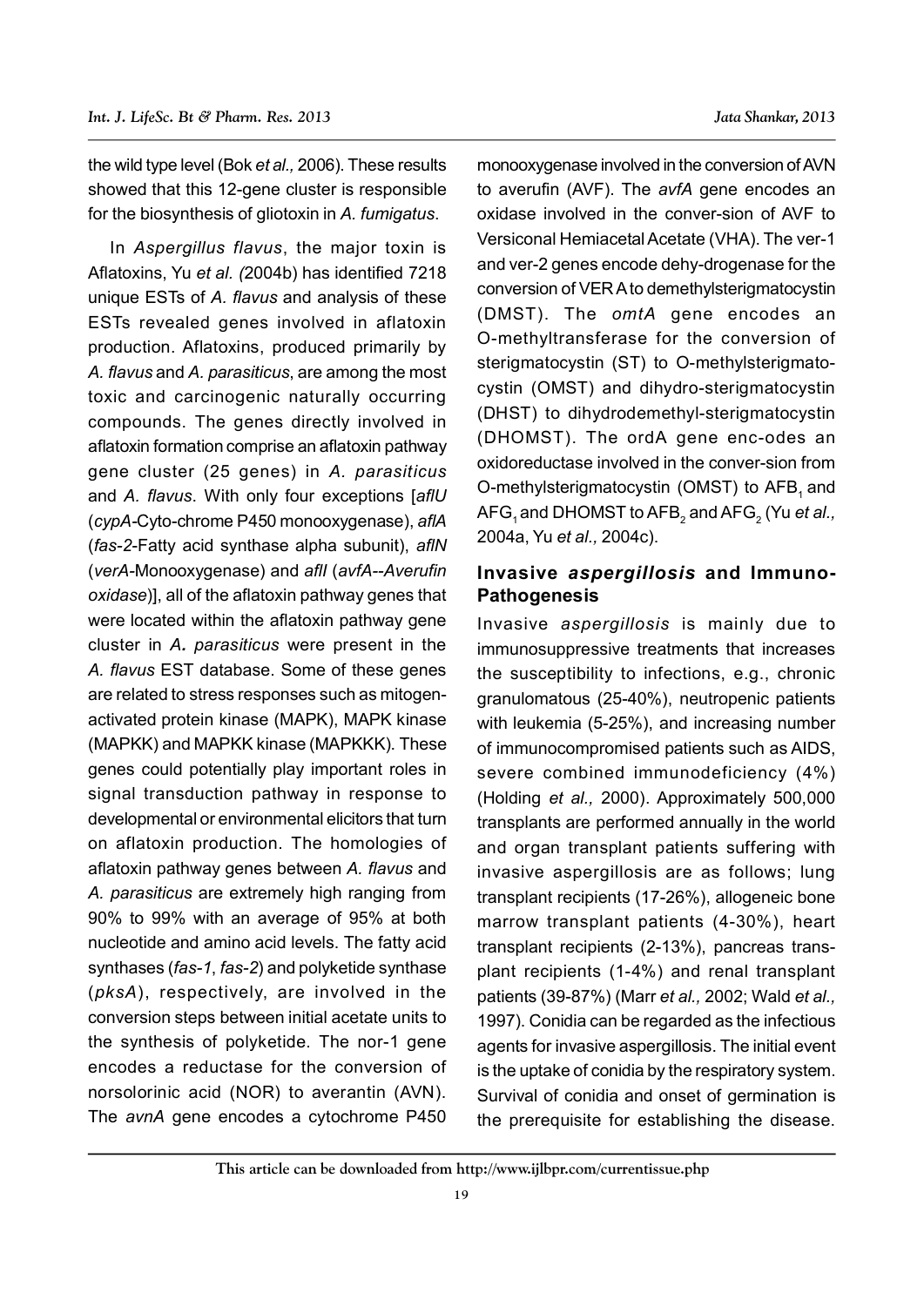the wild type level (Bok *et al.,* 2006). These results showed that this 12-gene cluster is responsible for the biosynthesis of gliotoxin in *A. fumigatus*.

In *Aspergillus flavus*, the major toxin is Aflatoxins, Yu *et al. (*2004b) has identified 7218 unique ESTs of *A. flavus* and analysis of these ESTs revealed genes involved in aflatoxin production. Aflatoxins, produced primarily by *A. flavus* and *A. parasiticus*, are among the most toxic and carcinogenic naturally occurring compounds. The genes directly involved in aflatoxin formation comprise an aflatoxin pathway gene cluster (25 genes) in *A. parasiticus* and *A. flavus*. With only four exceptions [*aflU* (*cypA*-Cyto-chrome P450 monooxygenase), *aflA* (*fas-2*-Fatty acid synthase alpha subunit), *aflN* (*verA*-Monooxygenase) and *aflI* (*avfA*--*Averufin oxidase*)], all of the aflatoxin pathway genes that were located within the aflatoxin pathway gene cluster in ***A.*** *parasiticus* were present in the *A. flavus* EST database. Some of these genes are related to stress responses such as mitogen-activated protein kinase (MAPK), MAPK kinase (MAPKK) and MAPKK kinase (MAPKKK). These genes could potentially play important roles in signal transduction pathway in response to developmental or environmental elicitors that turn on aflatoxin production. The homologies of aflatoxin pathway genes between *A. flavus* and *A. parasiticus* are extremely high ranging from 90% to 99% with an average of 95% at both nucleotide and amino acid levels. The fatty acid synthases (*fas-1*, *fas-2*) and polyketide synthase (*pksA*), respectively, are involved in the conversion steps between initial acetate units to the synthesis of polyketide. The nor-1 gene encodes a reductase for the conversion of norsolorinic acid (NOR) to averantin (AVN). The *avnA* gene encodes a cytochrome P450 monooxygenase involved in the conversion of AVN to averufin (AVF). The *avfA* gene encodes an oxidase involved in the conver-sion of AVF to Versiconal Hemiacetal Acetate (VHA). The ver-1 and ver-2 genes encode dehy-drogenase for the conversion of VER A to demethylsterigmatocystin (DMST). The *omtA* gene encodes an O-methyltransferase for the conversion of sterigmatocystin (ST) to O-methylsterigmato-cystin (OMST) and dihydro-sterigmatocystin (DHST) to dihydrodemethyl-sterigmatocystin (DHOMST). The ordA gene enc-odes an oxidoreductase involved in the conver-sion from O-methylsterigmatocystin (OMST) to $AFB_1$ and $AFG_1$ and DHOMST to $AFB_2$ and $AFG_2$ (Yu *et al.,* 2004a, Yu *et al.,* 2004c).

## Invasive *aspergillosis* and Immuno-Pathogenesis

Invasive *aspergillosis* is mainly due to immunosuppressive treatments that increases the susceptibility to infections, e.g., chronic granulomatous (25-40%), neutropenic patients with leukemia (5-25%), and increasing number of immunocompromised patients such as AIDS, severe combined immunodeficiency (4%) (Holding *et al.,* 2000). Approximately 500,000 transplants are performed annually in the world and organ transplant patients suffering with invasive aspergillosis are as follows; lung transplant recipients (17-26%), allogeneic bone marrow transplant patients (4-30%), heart transplant recipients (2-13%), pancreas trans-plant recipients (1-4%) and renal transplant patients (39-87%) (Marr *et al.,* 2002; Wald *et al.,* 1997). Conidia can be regarded as the infectious agents for invasive aspergillosis. The initial event is the uptake of conidia by the respiratory system. Survival of conidia and onset of germination is the prerequisite for establishing the disease.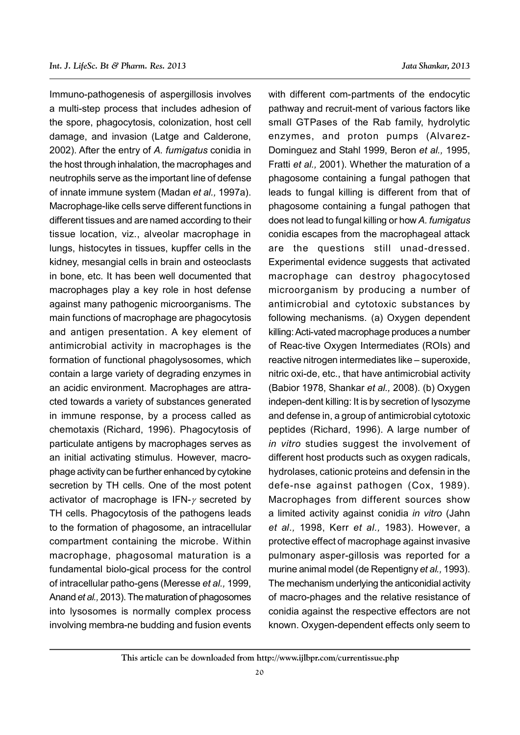Immuno-pathogenesis of aspergillosis involves a multi-step process that includes adhesion of the spore, phagocytosis, colonization, host cell damage, and invasion (Latge and Calderone, 2002). After the entry of *A. fumigatus* conidia in the host through inhalation, the macrophages and neutrophils serve as the important line of defense of innate immune system (Madan *et al.,* 1997a). Macrophage-like cells serve different functions in different tissues and are named according to their tissue location, viz., alveolar macrophage in lungs, histocytes in tissues, kupffer cells in the kidney, mesangial cells in brain and osteoclasts in bone, etc. It has been well documented that macrophages play a key role in host defense against many pathogenic microorganisms. The main functions of macrophage are phagocytosis and antigen presentation. A key element of antimicrobial activity in macrophages is the formation of functional phagolysosomes, which contain a large variety of degrading enzymes in an acidic environment. Macrophages are attracted towards a variety of substances generated in immune response, by a process called as chemotaxis (Richard, 1996). Phagocytosis of particulate antigens by macrophages serves as an initial activating stimulus. However, macrophage activity can be further enhanced by cytokine secretion by TH cells. One of the most potent activator of macrophage is IFN-$\gamma$ secreted by TH cells. Phagocytosis of the pathogens leads to the formation of phagosome, an intracellular compartment containing the microbe. Within macrophage, phagosomal maturation is a fundamental biolo-gical process for the control of intracellular patho-gens (Meresse *et al.,* 1999, Anand *et al.,* 2013). The maturation of phagosomes into lysosomes is normally complex process involving membra-ne budding and fusion events with different com-partments of the endocytic pathway and recruit-ment of various factors like small GTPases of the Rab family, hydrolytic enzymes, and proton pumps (Alvarez-Dominguez and Stahl 1999, Beron *et al.,* 1995, Fratti *et al.,* 2001). Whether the maturation of a phagosome containing a fungal pathogen that leads to fungal killing is different from that of phagosome containing a fungal pathogen that does not lead to fungal killing or how *A. fumigatus* conidia escapes from the macrophageal attack are the questions still unad-dressed. Experimental evidence suggests that activated macrophage can destroy phagocytosed microorganism by producing a number of antimicrobial and cytotoxic substances by following mechanisms. (a) Oxygen dependent killing: Acti-vated macrophage produces a number of Reac-tive Oxygen Intermediates (ROIs) and reactive nitrogen intermediates like – superoxide, nitric oxi-de, etc., that have antimicrobial activity (Babior 1978, Shankar *et al.,* 2008). (b) Oxygen indepen-dent killing: It is by secretion of lysozyme and defense in, a group of antimicrobial cytotoxic peptides (Richard, 1996). A large number of *in vitro* studies suggest the involvement of different host products such as oxygen radicals, hydrolases, cationic proteins and defensin in the defe-nse against pathogen (Cox, 1989). Macrophages from different sources show a limited activity against conidia *in vitro* (Jahn *et al.,* 1998, Kerr *et al.,* 1983). However, a protective effect of macrophage against invasive pulmonary asper-gillosis was reported for a murine animal model (de Repentigny *et al.,* 1993). The mechanism underlying the anticonidial activity of macro-phages and the relative resistance of conidia against the respective effectors are not known. Oxygen-dependent effects only seem to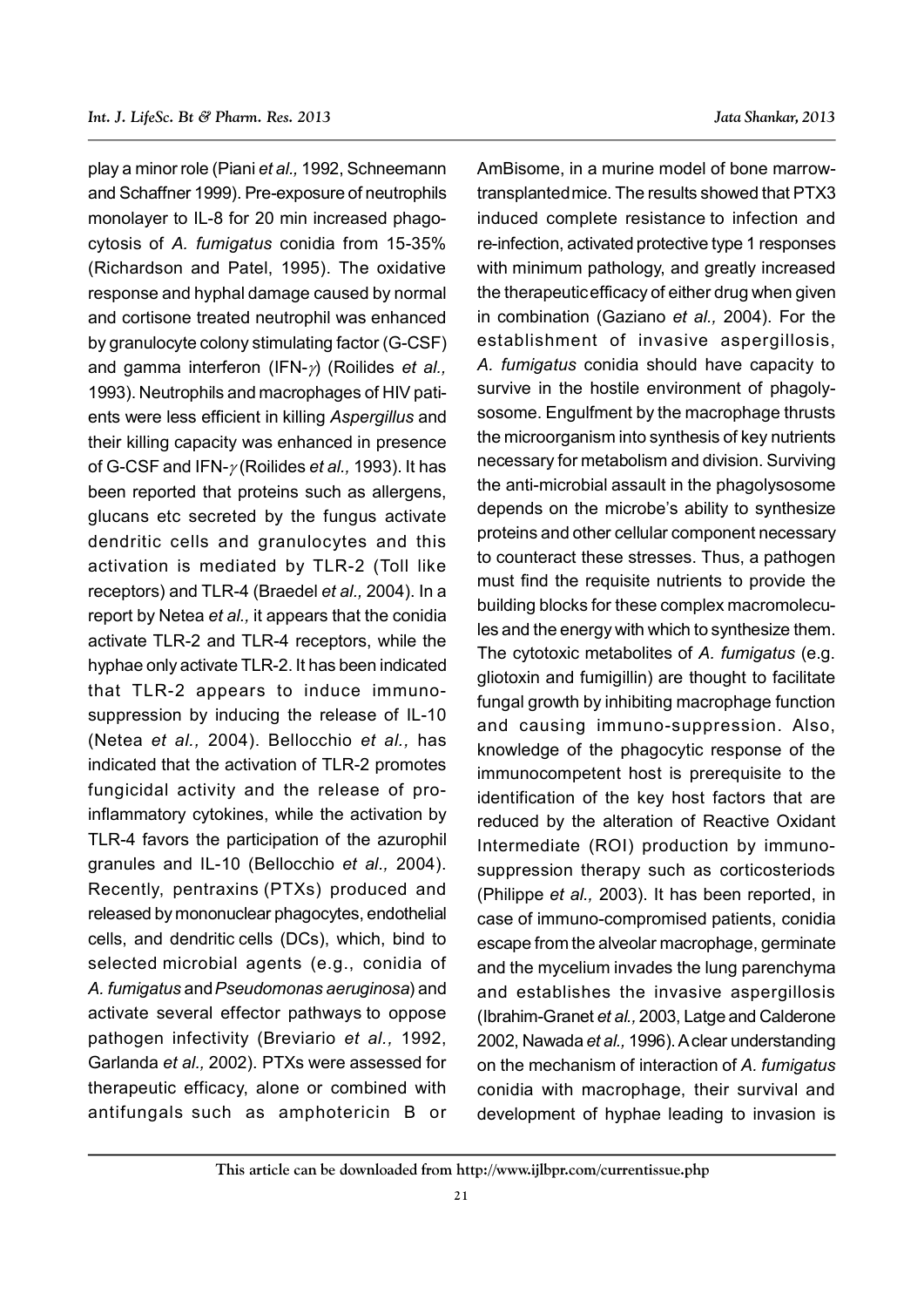play a minor role (Piani *et al.,* 1992, Schneemann and Schaffner 1999). Pre-exposure of neutrophils monolayer to IL-8 for 20 min increased phagocytosis of *A. fumigatus* conidia from 15-35% (Richardson and Patel, 1995). The oxidative response and hyphal damage caused by normal and cortisone treated neutrophil was enhanced by granulocyte colony stimulating factor (G-CSF) and gamma interferon (IFN-$\gamma$) (Roilides *et al.,* 1993). Neutrophils and macrophages of HIV patients were less efficient in killing *Aspergillus* and their killing capacity was enhanced in presence of G-CSF and IFN-$\gamma$ (Roilides *et al.,* 1993). It has been reported that proteins such as allergens, glucans etc secreted by the fungus activate dendritic cells and granulocytes and this activation is mediated by TLR-2 (Toll like receptors) and TLR-4 (Braedel *et al.,* 2004). In a report by Netea *et al.,* it appears that the conidia activate TLR-2 and TLR-4 receptors, while the hyphae only activate TLR-2. It has been indicated that TLR-2 appears to induce immuno-suppression by inducing the release of IL-10 (Netea *et al.,* 2004). Bellocchio *et al.,* has indicated that the activation of TLR-2 promotes fungicidal activity and the release of pro-inflammatory cytokines, while the activation by TLR-4 favors the participation of the azurophil granules and IL-10 (Bellocchio *et al.,* 2004). Recently, pentraxins (PTXs) produced and released by mononuclear phagocytes, endothelial cells, and dendritic cells (DCs), which, bind to selected microbial agents (e.g., conidia of *A. fumigatus* and *Pseudomonas aeruginosa*) and activate several effector pathways to oppose pathogen infectivity (Breviario *et al.,* 1992, Garlanda *et al.,* 2002). PTXs were assessed for therapeutic efficacy, alone or combined with antifungals such as amphotericin B or AmBisome, in a murine model of bone marrow-transplanted mice. The results showed that PTX3 induced complete resistance to infection and re-infection, activated protective type 1 responses with minimum pathology, and greatly increased the therapeutic efficacy of either drug when given in combination (Gaziano *et al.,* 2004). For the establishment of invasive aspergillosis, *A. fumigatus* conidia should have capacity to survive in the hostile environment of phagolysosome. Engulfment by the macrophage thrusts the microorganism into synthesis of key nutrients necessary for metabolism and division. Surviving the anti-microbial assault in the phagolysosome depends on the microbe's ability to synthesize proteins and other cellular component necessary to counteract these stresses. Thus, a pathogen must find the requisite nutrients to provide the building blocks for these complex macromolecules and the energy with which to synthesize them. The cytotoxic metabolites of *A. fumigatus* (e.g. gliotoxin and fumigillin) are thought to facilitate fungal growth by inhibiting macrophage function and causing immuno-suppression. Also, knowledge of the phagocytic response of the immunocompetent host is prerequisite to the identification of the key host factors that are reduced by the alteration of Reactive Oxidant Intermediate (ROI) production by immuno-suppression therapy such as corticosteriods (Philippe *et al.,* 2003). It has been reported, in case of immuno-compromised patients, conidia escape from the alveolar macrophage, germinate and the mycelium invades the lung parenchyma and establishes the invasive aspergillosis (Ibrahim-Granet *et al.,* 2003, Latge and Calderone 2002, Nawada *et al.,* 1996). A clear understanding on the mechanism of interaction of *A. fumigatus* conidia with macrophage, their survival and development of hyphae leading to invasion is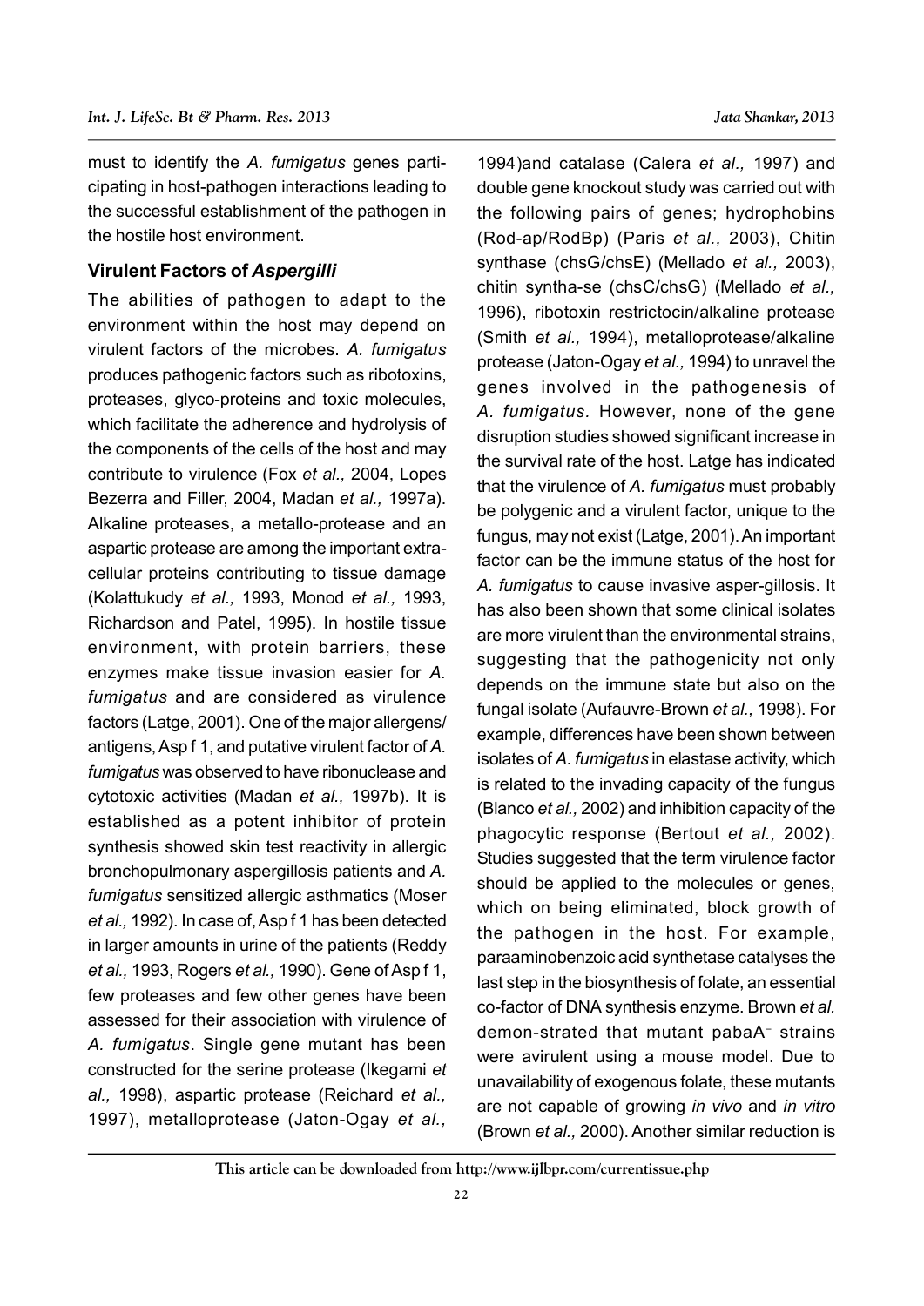must to identify the *A. fumigatus* genes participating in host-pathogen interactions leading to the successful establishment of the pathogen in the hostile host environment.

### Virulent Factors of *Aspergilli*

The abilities of pathogen to adapt to the environment within the host may depend on virulent factors of the microbes. *A. fumigatus* produces pathogenic factors such as ribotoxins, proteases, glyco-proteins and toxic molecules, which facilitate the adherence and hydrolysis of the components of the cells of the host and may contribute to virulence (Fox *et al.,* 2004, Lopes Bezerra and Filler, 2004, Madan *et al.,* 1997a). Alkaline proteases, a metallo-protease and an aspartic protease are among the important extra-cellular proteins contributing to tissue damage (Kolattukudy *et al.,* 1993, Monod *et al.,* 1993, Richardson and Patel, 1995). In hostile tissue environment, with protein barriers, these enzymes make tissue invasion easier for *A. fumigatus* and are considered as virulence factors (Latge, 2001). One of the major allergens/antigens, Asp f 1, and putative virulent factor of *A. fumigatus* was observed to have ribonuclease and cytotoxic activities (Madan *et al.,* 1997b). It is established as a potent inhibitor of protein synthesis showed skin test reactivity in allergic bronchopulmonary aspergillosis patients and *A. fumigatus* sensitized allergic asthmatics (Moser *et al.,* 1992). In case of, Asp f 1 has been detected in larger amounts in urine of the patients (Reddy *et al.,* 1993, Rogers *et al.,* 1990). Gene of Asp f 1, few proteases and few other genes have been assessed for their association with virulence of *A. fumigatus*. Single gene mutant has been constructed for the serine protease (Ikegami *et al.,* 1998), aspartic protease (Reichard *et al.,* 1997), metalloprotease (Jaton-Ogay *et al.,* 1994)and catalase (Calera *et al.,* 1997) and double gene knockout study was carried out with the following pairs of genes; hydrophobins (Rod-ap/RodBp) (Paris *et al.,* 2003), Chitin synthase (chsG/chsE) (Mellado *et al.,* 2003), chitin syntha-se (chsC/chsG) (Mellado *et al.,* 1996), ribotoxin restrictocin/alkaline protease (Smith *et al.,* 1994), metalloprotease/alkaline protease (Jaton-Ogay *et al.,* 1994) to unravel the genes involved in the pathogenesis of *A. fumigatus*. However, none of the gene disruption studies showed significant increase in the survival rate of the host. Latge has indicated that the virulence of *A. fumigatus* must probably be polygenic and a virulent factor, unique to the fungus, may not exist (Latge, 2001). An important factor can be the immune status of the host for *A. fumigatus* to cause invasive asper-gillosis. It has also been shown that some clinical isolates are more virulent than the environmental strains, suggesting that the pathogenicity not only depends on the immune state but also on the fungal isolate (Aufauvre-Brown *et al.,* 1998). For example, differences have been shown between isolates of *A. fumigatus* in elastase activity, which is related to the invading capacity of the fungus (Blanco *et al.,* 2002) and inhibition capacity of the phagocytic response (Bertout *et al.,* 2002). Studies suggested that the term virulence factor should be applied to the molecules or genes, which on being eliminated, block growth of the pathogen in the host. For example, paraaminobenzoic acid synthetase catalyses the last step in the biosynthesis of folate, an essential co-factor of DNA synthesis enzyme. Brown *et al.* demon-strated that mutant pabaA$^-$ strains were avirulent using a mouse model. Due to unavailability of exogenous folate, these mutants are not capable of growing *in vivo* and *in vitro* (Brown *et al.,* 2000). Another similar reduction is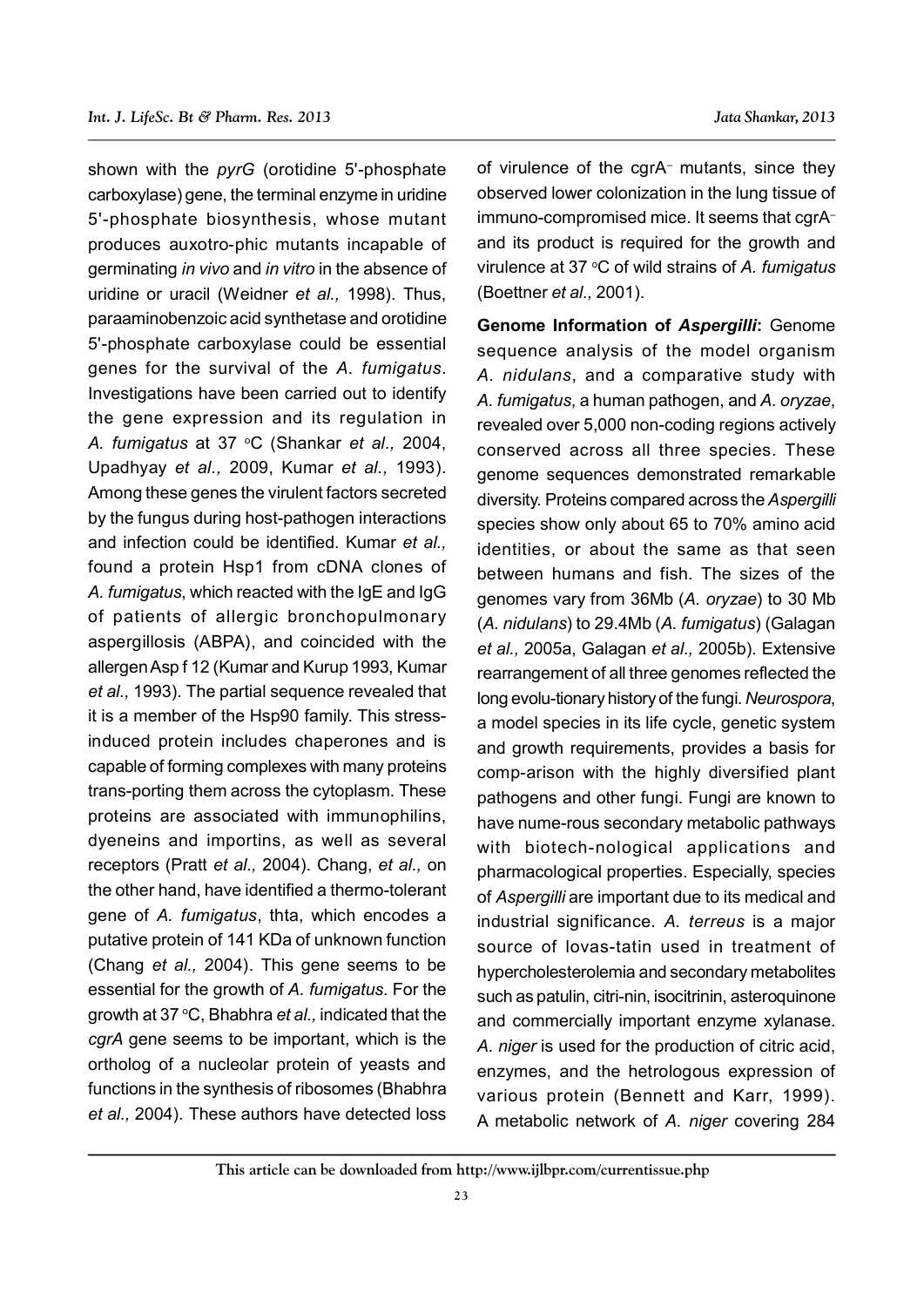shown with the *pyrG* (orotidine 5'-phosphate carboxylase) gene, the terminal enzyme in uridine 5'-phosphate biosynthesis, whose mutant produces auxotro-phic mutants incapable of germinating *in vivo* and *in vitro* in the absence of uridine or uracil (Weidner *et al.,* 1998). Thus, paraaminobenzoic acid synthetase and orotidine 5'-phosphate carboxylase could be essential genes for the survival of the *A. fumigatus*. Investigations have been carried out to identify the gene expression and its regulation in *A. fumigatus* at 37 °C (Shankar *et al.,* 2004, Upadhyay *et al.,* 2009, Kumar *et al.,* 1993). Among these genes the virulent factors secreted by the fungus during host-pathogen interactions and infection could be identified. Kumar *et al.,* found a protein Hsp1 from cDNA clones of *A. fumigatus*, which reacted with the IgE and IgG of patients of allergic bronchopulmonary aspergillosis (ABPA), and coincided with the allergen Asp f 12 (Kumar and Kurup 1993, Kumar *et al.,* 1993). The partial sequence revealed that it is a member of the Hsp90 family. This stress-induced protein includes chaperones and is capable of forming complexes with many proteins trans-porting them across the cytoplasm. These proteins are associated with immunophilins, dyeneins and importins, as well as several receptors (Pratt *et al.,* 2004). Chang, *et al.,* on the other hand, have identified a thermo-tolerant gene of *A. fumigatus*, thta, which encodes a putative protein of 141 KDa of unknown function (Chang *et al.,* 2004). This gene seems to be essential for the growth of *A. fumigatus*. For the growth at 37 °C, Bhabhra *et al.,* indicated that the *cgrA* gene seems to be important, which is the ortholog of a nucleolar protein of yeasts and functions in the synthesis of ribosomes (Bhabhra *et al.,* 2004). These authors have detected loss of virulence of the cgrA⁻ mutants, since they observed lower colonization in the lung tissue of immuno-compromised mice. It seems that cgrA⁻ and its product is required for the growth and virulence at 37 °C of wild strains of *A. fumigatus* (Boettner *et al.,* 2001).

**Genome Information of *Aspergilli*:** Genome sequence analysis of the model organism *A. nidulans*, and a comparative study with *A. fumigatus*, a human pathogen, and *A. oryzae*, revealed over 5,000 non-coding regions actively conserved across all three species. These genome sequences demonstrated remarkable diversity. Proteins compared across the *Aspergilli* species show only about 65 to 70% amino acid identities, or about the same as that seen between humans and fish. The sizes of the genomes vary from 36Mb (*A. oryzae*) to 30 Mb (*A. nidulans*) to 29.4Mb (*A. fumigatus*) (Galagan *et al.,* 2005a, Galagan *et al.,* 2005b). Extensive rearrangement of all three genomes reflected the long evolu-tionary history of the fungi. *Neurospora*, a model species in its life cycle, genetic system and growth requirements, provides a basis for comp-arison with the highly diversified plant pathogens and other fungi. Fungi are known to have nume-rous secondary metabolic pathways with biotech-nological applications and pharmacological properties. Especially, species of *Aspergilli* are important due to its medical and industrial significance. *A. terreus* is a major source of lovas-tatin used in treatment of hypercholesterolemia and secondary metabolites such as patulin, citri-nin, isocitrinin, asteroquinone and commercially important enzyme xylanase. *A. niger* is used for the production of citric acid, enzymes, and the hetrologous expression of various protein (Bennett and Karr, 1999). A metabolic network of *A. niger* covering 284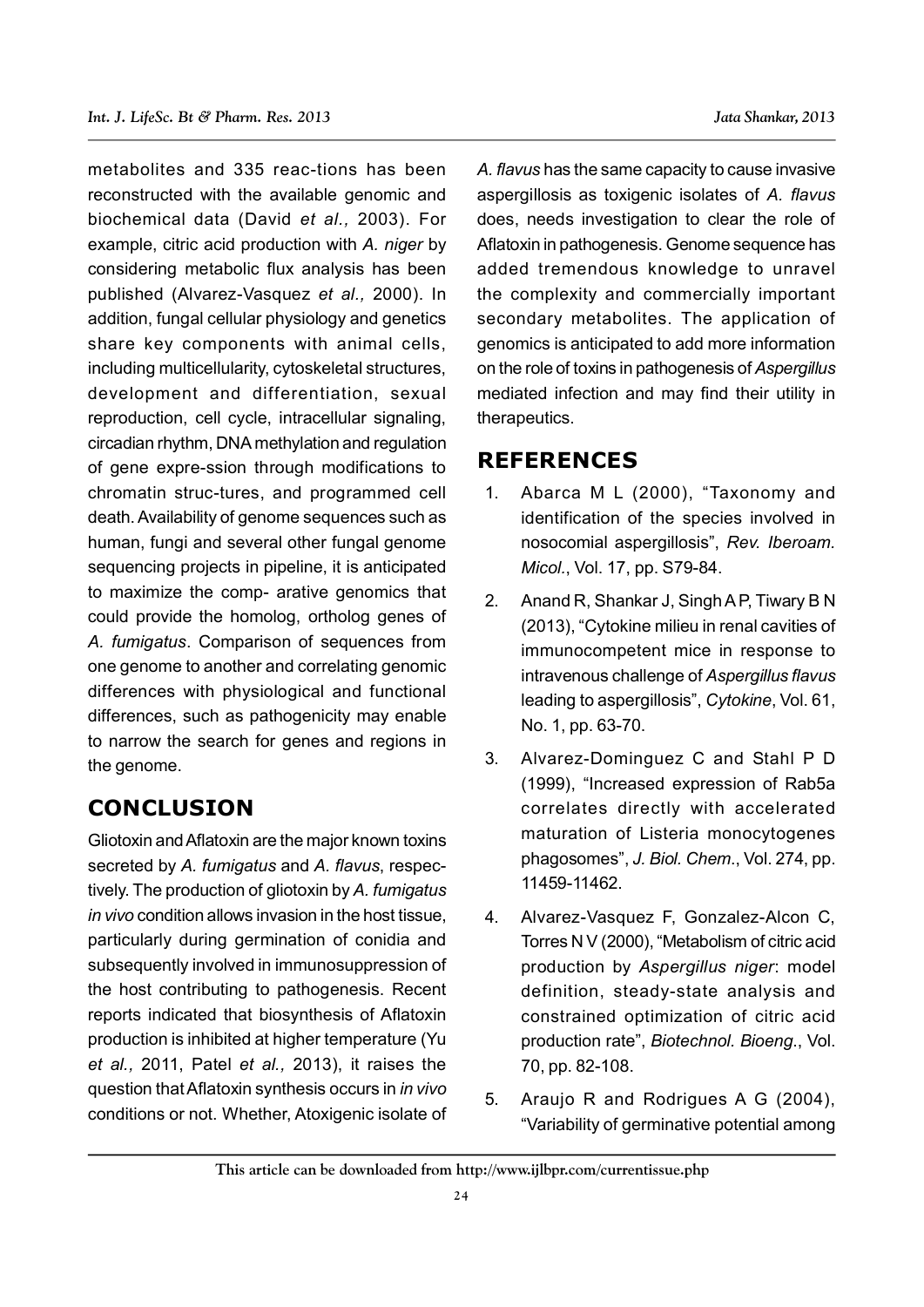metabolites and 335 reac-tions has been reconstructed with the available genomic and biochemical data (David *et al.,* 2003). For example, citric acid production with *A. niger* by considering metabolic flux analysis has been published (Alvarez-Vasquez *et al.,* 2000). In addition, fungal cellular physiology and genetics share key components with animal cells, including multicellularity, cytoskeletal structures, development and differentiation, sexual reproduction, cell cycle, intracellular signaling, circadian rhythm, DNA methylation and regulation of gene expre-ssion through modifications to chromatin struc-tures, and programmed cell death. Availability of genome sequences such as human, fungi and several other fungal genome sequencing projects in pipeline, it is anticipated to maximize the comp- arative genomics that could provide the homolog, ortholog genes of *A. fumigatus*. Comparison of sequences from one genome to another and correlating genomic differences with physiological and functional differences, such as pathogenicity may enable to narrow the search for genes and regions in the genome.

## CONCLUSION

Gliotoxin and Aflatoxin are the major known toxins secreted by *A. fumigatus* and *A. flavus*, respec-tively. The production of gliotoxin by *A. fumigatus* *in vivo* condition allows invasion in the host tissue, particularly during germination of conidia and subsequently involved in immunosuppression of the host contributing to pathogenesis. Recent reports indicated that biosynthesis of Aflatoxin production is inhibited at higher temperature (Yu *et al.,* 2011, Patel *et al.,* 2013), it raises the question that Aflatoxin synthesis occurs in *in vivo* conditions or not. Whether, Atoxigenic isolate of *A. flavus* has the same capacity to cause invasive aspergillosis as toxigenic isolates of *A. flavus* does, needs investigation to clear the role of Aflatoxin in pathogenesis. Genome sequence has added tremendous knowledge to unravel the complexity and commercially important secondary metabolites. The application of genomics is anticipated to add more information on the role of toxins in pathogenesis of *Aspergillus* mediated infection and may find their utility in therapeutics.

## REFERENCES

1. Abarca M L (2000), "Taxonomy and identification of the species involved in nosocomial aspergillosis", *Rev. Iberoam. Micol.*, Vol. 17, pp. S79-84.
2. Anand R, Shankar J, Singh A P, Tiwary B N (2013), "Cytokine milieu in renal cavities of immunocompetent mice in response to intravenous challenge of *Aspergillus flavus* leading to aspergillosis", *Cytokine*, Vol. 61, No. 1, pp. 63-70.
3. Alvarez-Dominguez C and Stahl P D (1999), "Increased expression of Rab5a correlates directly with accelerated maturation of Listeria monocytogenes phagosomes", *J. Biol. Chem.*, Vol. 274, pp. 11459-11462.
4. Alvarez-Vasquez F, Gonzalez-Alcon C, Torres N V (2000), "Metabolism of citric acid production by *Aspergillus niger*: model definition, steady-state analysis and constrained optimization of citric acid production rate", *Biotechnol. Bioeng.*, Vol. 70, pp. 82-108.
5. Araujo R and Rodrigues A G (2004), "Variability of germinative potential among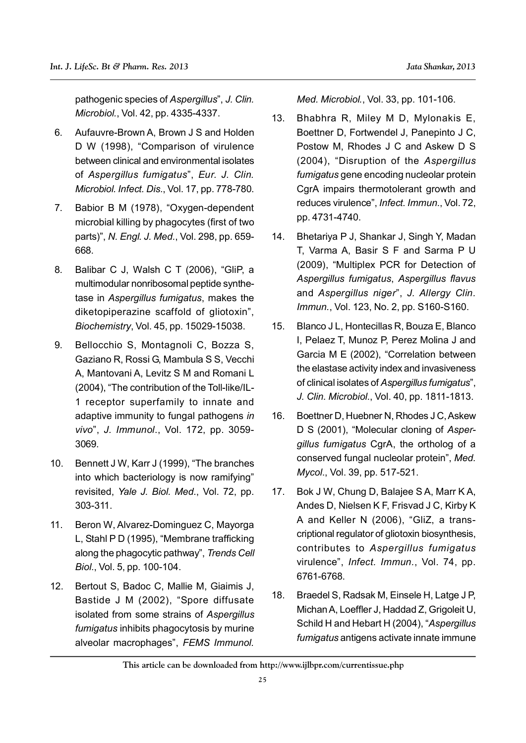pathogenic species of *Aspergillus*", *J. Clin. Microbiol.*, Vol. 42, pp. 4335-4337.

6. Aufauvre-Brown A, Brown J S and Holden D W (1998), "Comparison of virulence between clinical and environmental isolates of *Aspergillus fumigatus*", *Eur. J. Clin. Microbiol. Infect. Dis.*, Vol. 17, pp. 778-780.

7. Babior B M (1978), "Oxygen-dependent microbial killing by phagocytes (first of two parts)", *N. Engl. J. Med.*, Vol. 298, pp. 659-668.

8. Balibar C J, Walsh C T (2006), "GliP, a multimodular nonribosomal peptide synthetase in *Aspergillus fumigatus*, makes the diketopiperazine scaffold of gliotoxin", *Biochemistry*, Vol. 45, pp. 15029-15038.

9. Bellocchio S, Montagnoli C, Bozza S, Gaziano R, Rossi G, Mambula S S, Vecchi A, Mantovani A, Levitz S M and Romani L (2004), "The contribution of the Toll-like/IL-1 receptor superfamily to innate and adaptive immunity to fungal pathogens *in vivo*", *J. Immunol.*, Vol. 172, pp. 3059-3069.

10. Bennett J W, Karr J (1999), "The branches into which bacteriology is now ramifying" revisited, *Yale J. Biol. Med.*, Vol. 72, pp. 303-311.

11. Beron W, Alvarez-Dominguez C, Mayorga L, Stahl P D (1995), "Membrane trafficking along the phagocytic pathway", *Trends Cell Biol.*, Vol. 5, pp. 100-104.

12. Bertout S, Badoc C, Mallie M, Giaimis J, Bastide J M (2002), "Spore diffusate isolated from some strains of *Aspergillus fumigatus* inhibits phagocytosis by murine alveolar macrophages", *FEMS Immunol. Med. Microbiol.*, Vol. 33, pp. 101-106.

13. Bhabhra R, Miley M D, Mylonakis E, Boettner D, Fortwendel J, Panepinto J C, Postow M, Rhodes J C and Askew D S (2004), "Disruption of the *Aspergillus fumigatus* gene encoding nucleolar protein CgrA impairs thermotolerant growth and reduces virulence", *Infect. Immun.*, Vol. 72, pp. 4731-4740.

14. Bhetariya P J, Shankar J, Singh Y, Madan T, Varma A, Basir S F and Sarma P U (2009), "Multiplex PCR for Detection of *Aspergillus fumigatus*, *Aspergillus flavus* and *Aspergillus niger*", *J. Allergy Clin. Immun.*, Vol. 123, No. 2, pp. S160-S160.

15. Blanco J L, Hontecillas R, Bouza E, Blanco I, Pelaez T, Munoz P, Perez Molina J and Garcia M E (2002), "Correlation between the elastase activity index and invasiveness of clinical isolates of *Aspergillus fumigatus*", *J. Clin. Microbiol.*, Vol. 40, pp. 1811-1813.

16. Boettner D, Huebner N, Rhodes J C, Askew D S (2001), "Molecular cloning of *Aspergillus fumigatus* CgrA, the ortholog of a conserved fungal nucleolar protein", *Med. Mycol.*, Vol. 39, pp. 517-521.

17. Bok J W, Chung D, Balajee S A, Marr K A, Andes D, Nielsen K F, Frisvad J C, Kirby K A and Keller N (2006), "GliZ, a transcriptional regulator of gliotoxin biosynthesis, contributes to *Aspergillus fumigatus* virulence", *Infect. Immun.*, Vol. 74, pp. 6761-6768.

18. Braedel S, Radsak M, Einsele H, Latge J P, Michan A, Loeffler J, Haddad Z, Grigoleit U, Schild H and Hebart H (2004), "*Aspergillus fumigatus* antigens activate innate immune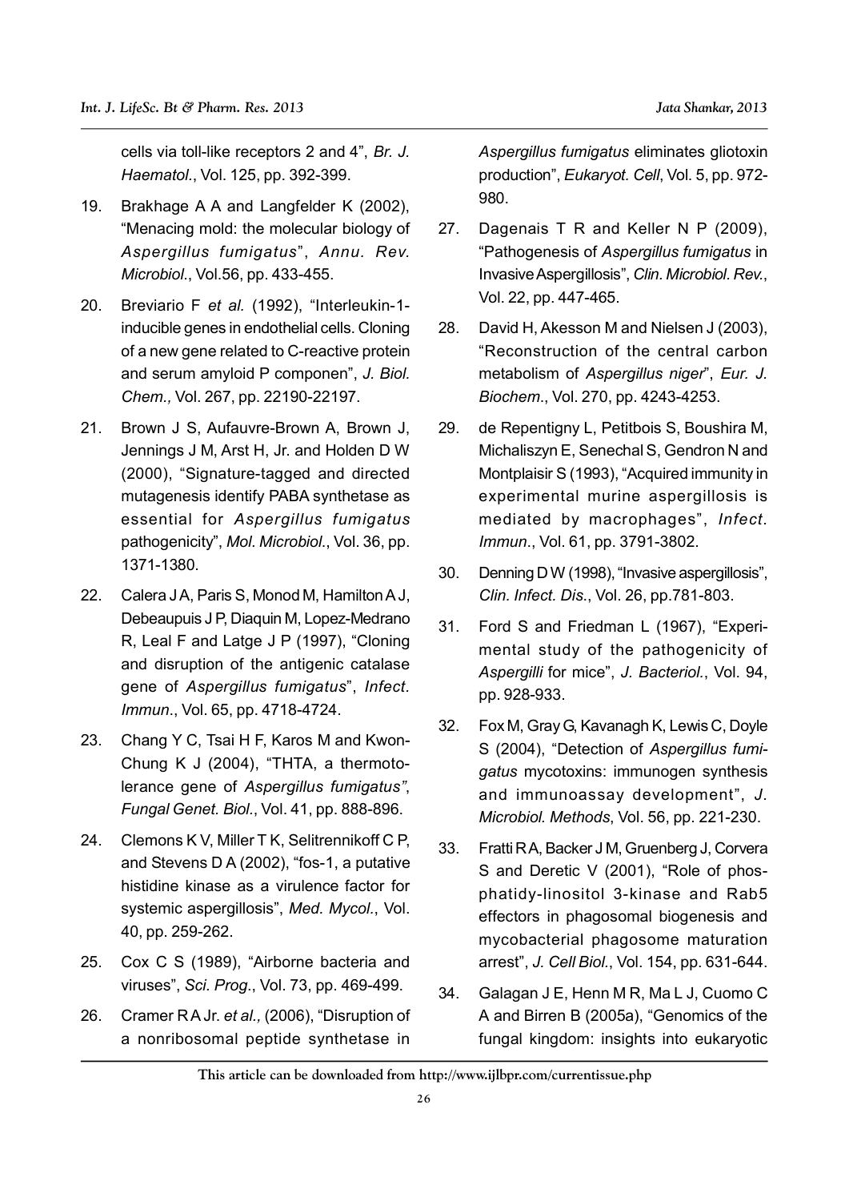cells via toll-like receptors 2 and 4", *Br. J. Haematol.*, Vol. 125, pp. 392-399.

19. Brakhage A A and Langfelder K (2002), "Menacing mold: the molecular biology of *Aspergillus fumigatus*", *Annu. Rev. Microbiol.*, Vol.56, pp. 433-455.

20. Breviario F *et al.* (1992), "Interleukin-1-inducible genes in endothelial cells. Cloning of a new gene related to C-reactive protein and serum amyloid P componen", *J. Biol. Chem.,* Vol. 267, pp. 22190-22197.

21. Brown J S, Aufauvre-Brown A, Brown J, Jennings J M, Arst H, Jr. and Holden D W (2000), "Signature-tagged and directed mutagenesis identify PABA synthetase as essential for *Aspergillus fumigatus* pathogenicity", *Mol. Microbiol.*, Vol. 36, pp. 1371-1380.

22. Calera J A, Paris S, Monod M, Hamilton A J, Debeaupuis J P, Diaquin M, Lopez-Medrano R, Leal F and Latge J P (1997), "Cloning and disruption of the antigenic catalase gene of *Aspergillus fumigatus*", *Infect. Immun.*, Vol. 65, pp. 4718-4724.

23. Chang Y C, Tsai H F, Karos M and Kwon-Chung K J (2004), "THTA, a thermotolerance gene of *Aspergillus fumigatus"*, *Fungal Genet. Biol.*, Vol. 41, pp. 888-896.

24. Clemons K V, Miller T K, Selitrennikoff C P, and Stevens D A (2002), "fos-1, a putative histidine kinase as a virulence factor for systemic aspergillosis", *Med. Mycol.*, Vol. 40, pp. 259-262.

25. Cox C S (1989), "Airborne bacteria and viruses", *Sci. Prog.*, Vol. 73, pp. 469-499.

26. Cramer R A Jr. *et al.,* (2006), "Disruption of a nonribosomal peptide synthetase in *Aspergillus fumigatus* eliminates gliotoxin production", *Eukaryot. Cell*, Vol. 5, pp. 972-980.

27. Dagenais T R and Keller N P (2009), "Pathogenesis of *Aspergillus fumigatus* in Invasive Aspergillosis", *Clin. Microbiol. Rev.*, Vol. 22, pp. 447-465.

28. David H, Akesson M and Nielsen J (2003), "Reconstruction of the central carbon metabolism of *Aspergillus niger*", *Eur. J. Biochem.*, Vol. 270, pp. 4243-4253.

29. de Repentigny L, Petitbois S, Boushira M, Michaliszyn E, Senechal S, Gendron N and Montplaisir S (1993), "Acquired immunity in experimental murine aspergillosis is mediated by macrophages", *Infect. Immun.*, Vol. 61, pp. 3791-3802.

30. Denning D W (1998), "Invasive aspergillosis", *Clin. Infect. Dis.*, Vol. 26, pp.781-803.

31. Ford S and Friedman L (1967), "Experimental study of the pathogenicity of *Aspergilli* for mice", *J. Bacteriol.*, Vol. 94, pp. 928-933.

32. Fox M, Gray G, Kavanagh K, Lewis C, Doyle S (2004), "Detection of *Aspergillus fumigatus* mycotoxins: immunogen synthesis and immunoassay development", *J. Microbiol. Methods*, Vol. 56, pp. 221-230.

33. Fratti R A, Backer J M, Gruenberg J, Corvera S and Deretic V (2001), "Role of phosphatidy-linositol 3-kinase and Rab5 effectors in phagosomal biogenesis and mycobacterial phagosome maturation arrest", *J. Cell Biol.*, Vol. 154, pp. 631-644.

34. Galagan J E, Henn M R, Ma L J, Cuomo C A and Birren B (2005a), "Genomics of the fungal kingdom: insights into eukaryotic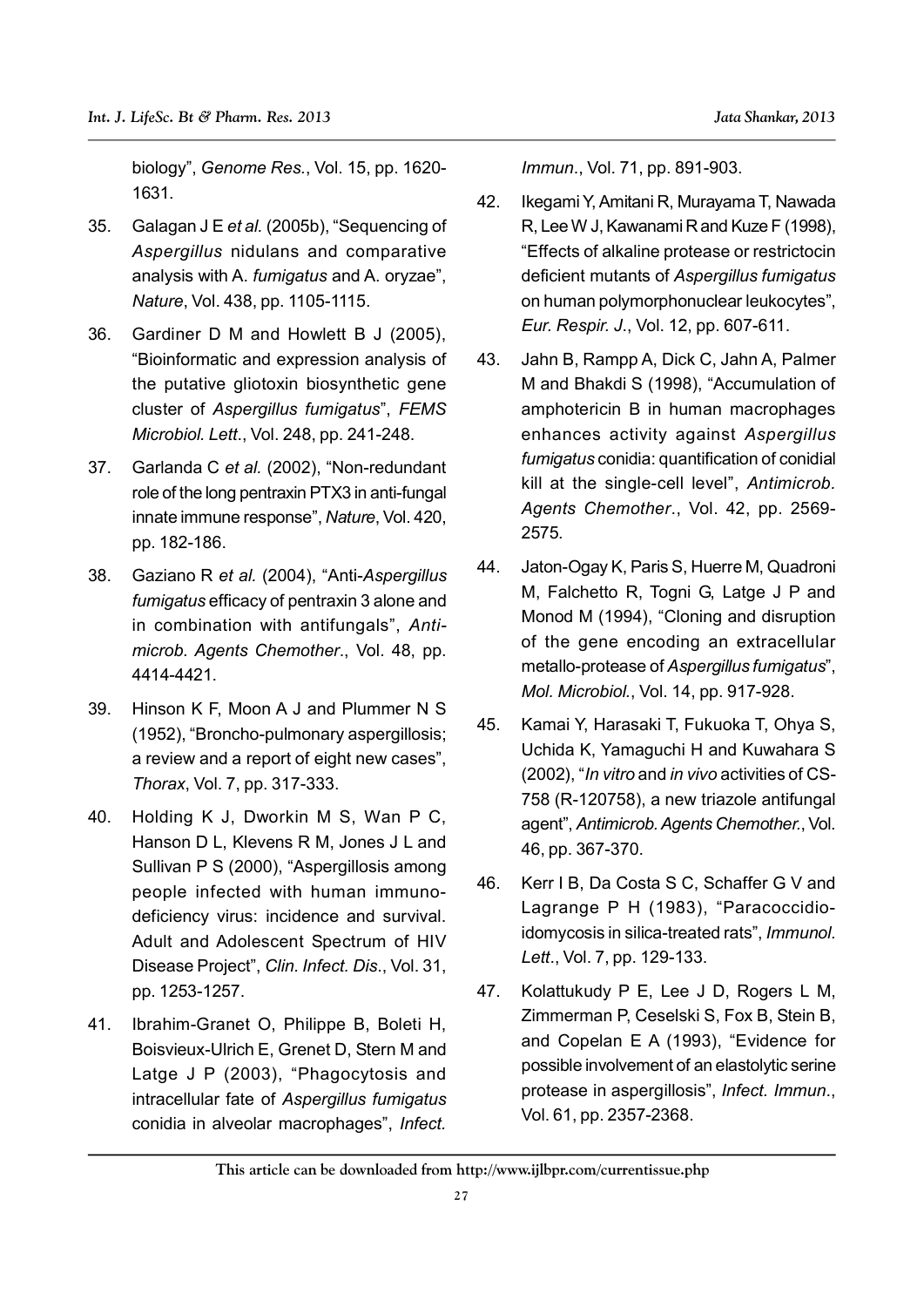biology", *Genome Res.*, Vol. 15, pp. 1620-1631.

35. Galagan J E *et al.* (2005b), "Sequencing of *Aspergillus* nidulans and comparative analysis with A. *fumigatus* and A. oryzae", *Nature*, Vol. 438, pp. 1105-1115.

36. Gardiner D M and Howlett B J (2005), "Bioinformatic and expression analysis of the putative gliotoxin biosynthetic gene cluster of *Aspergillus fumigatus*", *FEMS Microbiol. Lett.*, Vol. 248, pp. 241-248.

37. Garlanda C *et al.* (2002), "Non-redundant role of the long pentraxin PTX3 in anti-fungal innate immune response", *Nature*, Vol. 420, pp. 182-186.

38. Gaziano R *et al.* (2004), "Anti-*Aspergillus fumigatus* efficacy of pentraxin 3 alone and in combination with antifungals", *Antimicrob. Agents Chemother.*, Vol. 48, pp. 4414-4421.

39. Hinson K F, Moon A J and Plummer N S (1952), "Broncho-pulmonary aspergillosis; a review and a report of eight new cases", *Thorax*, Vol. 7, pp. 317-333.

40. Holding K J, Dworkin M S, Wan P C, Hanson D L, Klevens R M, Jones J L and Sullivan P S (2000), "Aspergillosis among people infected with human immunodeficiency virus: incidence and survival. Adult and Adolescent Spectrum of HIV Disease Project", *Clin. Infect. Dis.*, Vol. 31, pp. 1253-1257.

41. Ibrahim-Granet O, Philippe B, Boleti H, Boisvieux-Ulrich E, Grenet D, Stern M and Latge J P (2003), "Phagocytosis and intracellular fate of *Aspergillus fumigatus* conidia in alveolar macrophages", *Infect. Immun.*, Vol. 71, pp. 891-903.

42. Ikegami Y, Amitani R, Murayama T, Nawada R, Lee W J, Kawanami R and Kuze F (1998), "Effects of alkaline protease or restrictocin deficient mutants of *Aspergillus fumigatus* on human polymorphonuclear leukocytes", *Eur. Respir. J.*, Vol. 12, pp. 607-611.

43. Jahn B, Rampp A, Dick C, Jahn A, Palmer M and Bhakdi S (1998), "Accumulation of amphotericin B in human macrophages enhances activity against *Aspergillus fumigatus* conidia: quantification of conidial kill at the single-cell level", *Antimicrob. Agents Chemother.*, Vol. 42, pp. 2569-2575.

44. Jaton-Ogay K, Paris S, Huerre M, Quadroni M, Falchetto R, Togni G, Latge J P and Monod M (1994), "Cloning and disruption of the gene encoding an extracellular metallo-protease of *Aspergillus fumigatus*", *Mol. Microbiol.*, Vol. 14, pp. 917-928.

45. Kamai Y, Harasaki T, Fukuoka T, Ohya S, Uchida K, Yamaguchi H and Kuwahara S (2002), "*In vitro* and *in vivo* activities of CS-758 (R-120758), a new triazole antifungal agent", *Antimicrob. Agents Chemother.*, Vol. 46, pp. 367-370.

46. Kerr I B, Da Costa S C, Schaffer G V and Lagrange P H (1983), "Paracoccidioidomycosis in silica-treated rats", *Immunol. Lett.*, Vol. 7, pp. 129-133.

47. Kolattukudy P E, Lee J D, Rogers L M, Zimmerman P, Ceselski S, Fox B, Stein B, and Copelan E A (1993), "Evidence for possible involvement of an elastolytic serine protease in aspergillosis", *Infect. Immun.*, Vol. 61, pp. 2357-2368.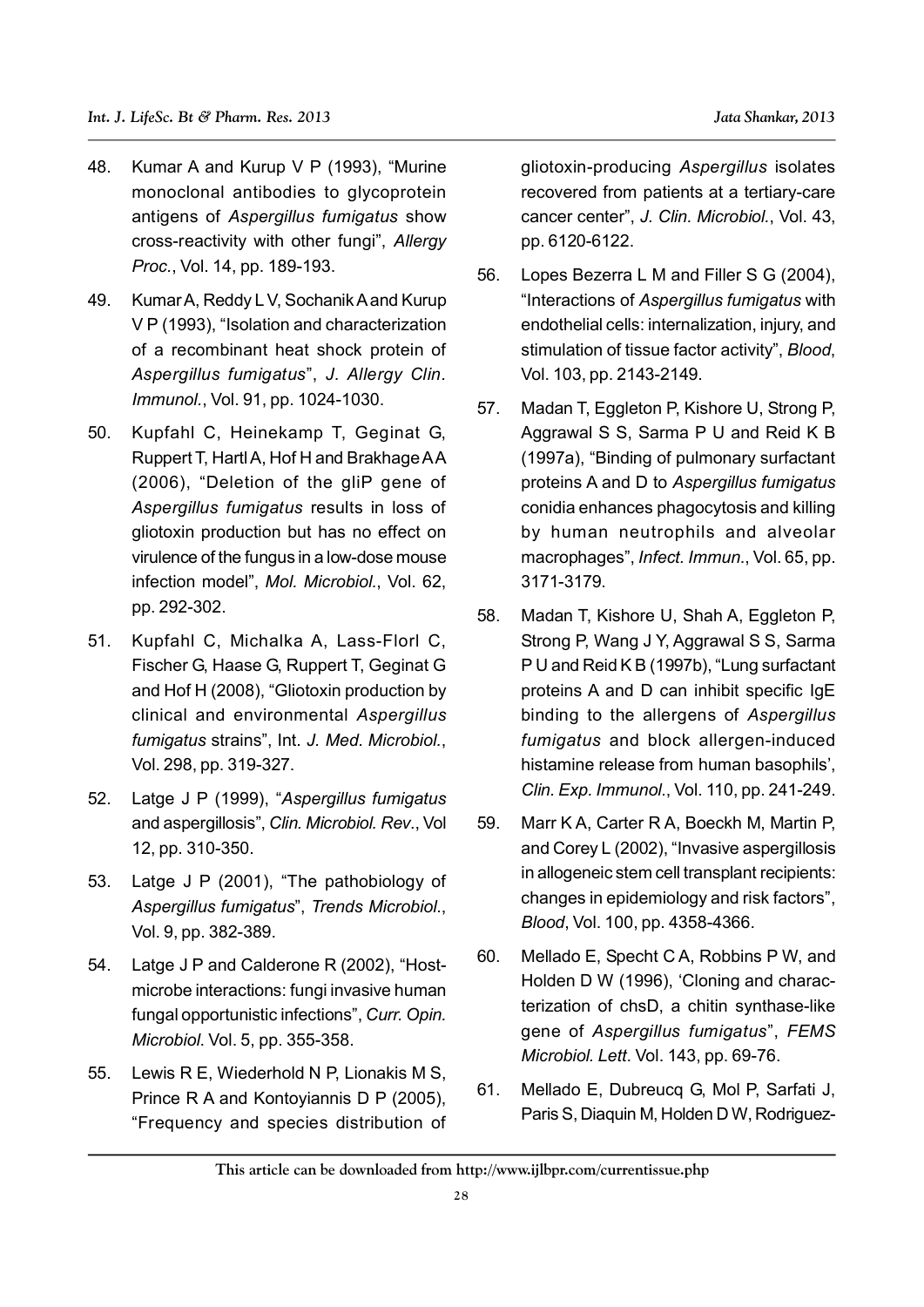48. Kumar A and Kurup V P (1993), "Murine monoclonal antibodies to glycoprotein antigens of *Aspergillus fumigatus* show cross-reactivity with other fungi", *Allergy Proc.*, Vol. 14, pp. 189-193.

49. Kumar A, Reddy L V, Sochanik A and Kurup V P (1993), "Isolation and characterization of a recombinant heat shock protein of *Aspergillus fumigatus*", *J. Allergy Clin. Immunol.*, Vol. 91, pp. 1024-1030.

50. Kupfahl C, Heinekamp T, Geginat G, Ruppert T, Hartl A, Hof H and Brakhage A A (2006), "Deletion of the gliP gene of *Aspergillus fumigatus* results in loss of gliotoxin production but has no effect on virulence of the fungus in a low-dose mouse infection model", *Mol. Microbiol.*, Vol. 62, pp. 292-302.

51. Kupfahl C, Michalka A, Lass-Florl C, Fischer G, Haase G, Ruppert T, Geginat G and Hof H (2008), "Gliotoxin production by clinical and environmental *Aspergillus fumigatus* strains", Int. *J. Med. Microbiol.*, Vol. 298, pp. 319-327.

52. Latge J P (1999), "*Aspergillus fumigatus* and aspergillosis", *Clin. Microbiol. Rev.*, Vol 12, pp. 310-350.

53. Latge J P (2001), "The pathobiology of *Aspergillus fumigatus*", *Trends Microbiol.*, Vol. 9, pp. 382-389.

54. Latge J P and Calderone R (2002), "Host-microbe interactions: fungi invasive human fungal opportunistic infections", *Curr. Opin. Microbiol.* Vol. 5, pp. 355-358.

55. Lewis R E, Wiederhold N P, Lionakis M S, Prince R A and Kontoyiannis D P (2005), "Frequency and species distribution of gliotoxin-producing *Aspergillus* isolates recovered from patients at a tertiary-care cancer center", *J. Clin. Microbiol.*, Vol. 43, pp. 6120-6122.

56. Lopes Bezerra L M and Filler S G (2004), "Interactions of *Aspergillus fumigatus* with endothelial cells: internalization, injury, and stimulation of tissue factor activity", *Blood*, Vol. 103, pp. 2143-2149.

57. Madan T, Eggleton P, Kishore U, Strong P, Aggrawal S S, Sarma P U and Reid K B (1997a), "Binding of pulmonary surfactant proteins A and D to *Aspergillus fumigatus* conidia enhances phagocytosis and killing by human neutrophils and alveolar macrophages", *Infect. Immun.*, Vol. 65, pp. 3171-3179.

58. Madan T, Kishore U, Shah A, Eggleton P, Strong P, Wang J Y, Aggrawal S S, Sarma P U and Reid K B (1997b), "Lung surfactant proteins A and D can inhibit specific IgE binding to the allergens of *Aspergillus fumigatus* and block allergen-induced histamine release from human basophils', *Clin. Exp. Immunol.*, Vol. 110, pp. 241-249.

59. Marr K A, Carter R A, Boeckh M, Martin P, and Corey L (2002), "Invasive aspergillosis in allogeneic stem cell transplant recipients: changes in epidemiology and risk factors", *Blood*, Vol. 100, pp. 4358-4366.

60. Mellado E, Specht C A, Robbins P W, and Holden D W (1996), 'Cloning and characterization of chsD, a chitin synthase-like gene of *Aspergillus fumigatus*", *FEMS Microbiol. Lett*. Vol. 143, pp. 69-76.

61. Mellado E, Dubreucq G, Mol P, Sarfati J, Paris S, Diaquin M, Holden D W, Rodriguez-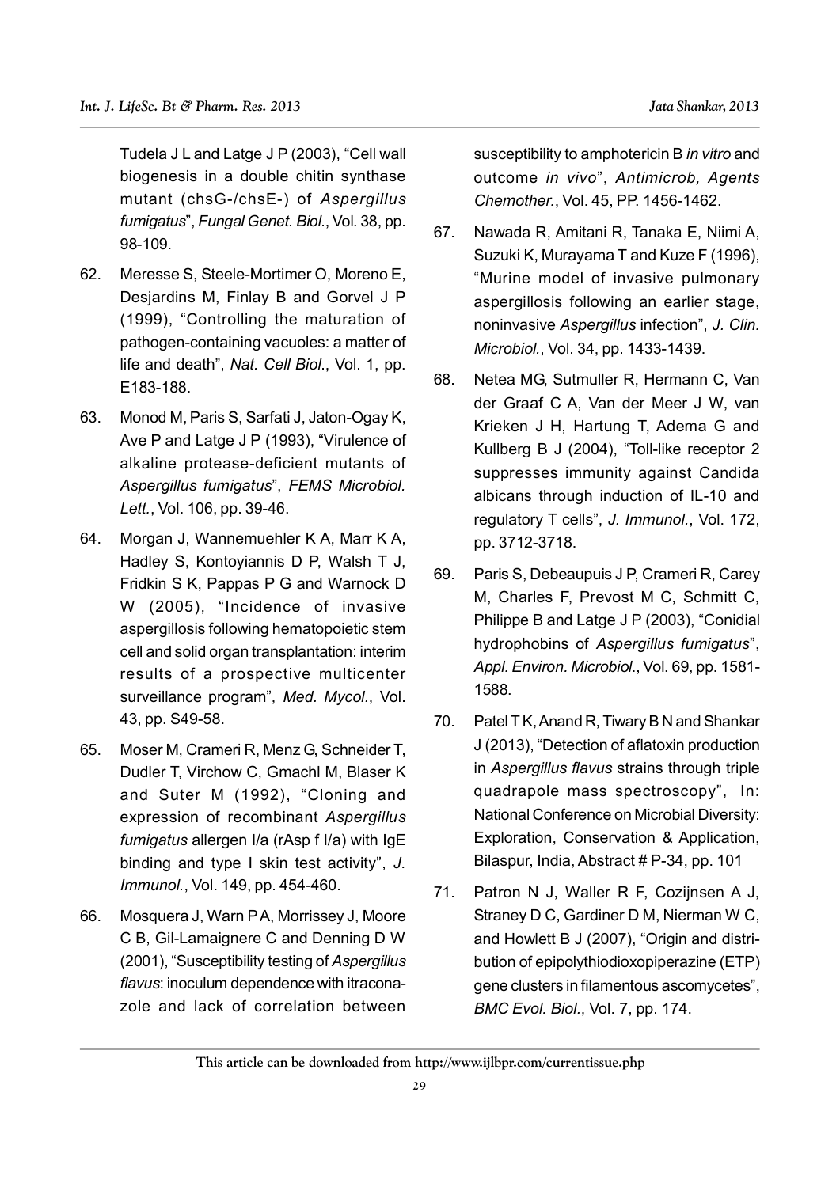Tudela J L and Latge J P (2003), "Cell wall biogenesis in a double chitin synthase mutant (chsG-/chsE-) of *Aspergillus fumigatus*", *Fungal Genet. Biol.*, Vol. 38, pp. 98-109.

62. Meresse S, Steele-Mortimer O, Moreno E, Desjardins M, Finlay B and Gorvel J P (1999), "Controlling the maturation of pathogen-containing vacuoles: a matter of life and death", *Nat. Cell Biol.*, Vol. 1, pp. E183-188.

63. Monod M, Paris S, Sarfati J, Jaton-Ogay K, Ave P and Latge J P (1993), "Virulence of alkaline protease-deficient mutants of *Aspergillus fumigatus*", *FEMS Microbiol. Lett.*, Vol. 106, pp. 39-46.

64. Morgan J, Wannemuehler K A, Marr K A, Hadley S, Kontoyiannis D P, Walsh T J, Fridkin S K, Pappas P G and Warnock D W (2005), "Incidence of invasive aspergillosis following hematopoietic stem cell and solid organ transplantation: interim results of a prospective multicenter surveillance program", *Med. Mycol.*, Vol. 43, pp. S49-58.

65. Moser M, Crameri R, Menz G, Schneider T, Dudler T, Virchow C, Gmachl M, Blaser K and Suter M (1992), "Cloning and expression of recombinant *Aspergillus fumigatus* allergen I/a (rAsp f I/a) with IgE binding and type I skin test activity", *J. Immunol.*, Vol. 149, pp. 454-460.

66. Mosquera J, Warn P A, Morrissey J, Moore C B, Gil-Lamaignere C and Denning D W (2001), "Susceptibility testing of *Aspergillus flavus*: inoculum dependence with itraconazole and lack of correlation between susceptibility to amphotericin B *in vitro* and outcome *in vivo*", *Antimicrob, Agents Chemother.*, Vol. 45, PP. 1456-1462.

67. Nawada R, Amitani R, Tanaka E, Niimi A, Suzuki K, Murayama T and Kuze F (1996), "Murine model of invasive pulmonary aspergillosis following an earlier stage, noninvasive *Aspergillus* infection", *J. Clin. Microbiol.*, Vol. 34, pp. 1433-1439.

68. Netea MG, Sutmuller R, Hermann C, Van der Graaf C A, Van der Meer J W, van Krieken J H, Hartung T, Adema G and Kullberg B J (2004), "Toll-like receptor 2 suppresses immunity against Candida albicans through induction of IL-10 and regulatory T cells", *J. Immunol.*, Vol. 172, pp. 3712-3718.

69. Paris S, Debeaupuis J P, Crameri R, Carey M, Charles F, Prevost M C, Schmitt C, Philippe B and Latge J P (2003), "Conidial hydrophobins of *Aspergillus fumigatus*", *Appl. Environ. Microbiol.*, Vol. 69, pp. 1581-1588.

70. Patel T K, Anand R, Tiwary B N and Shankar J (2013), "Detection of aflatoxin production in *Aspergillus flavus* strains through triple quadrapole mass spectroscopy", In: National Conference on Microbial Diversity: Exploration, Conservation & Application, Bilaspur, India, Abstract # P-34, pp. 101

71. Patron N J, Waller R F, Cozijnsen A J, Straney D C, Gardiner D M, Nierman W C, and Howlett B J (2007), "Origin and distribution of epipolythiodioxopiperazine (ETP) gene clusters in filamentous ascomycetes", *BMC Evol. Biol.*, Vol. 7, pp. 174.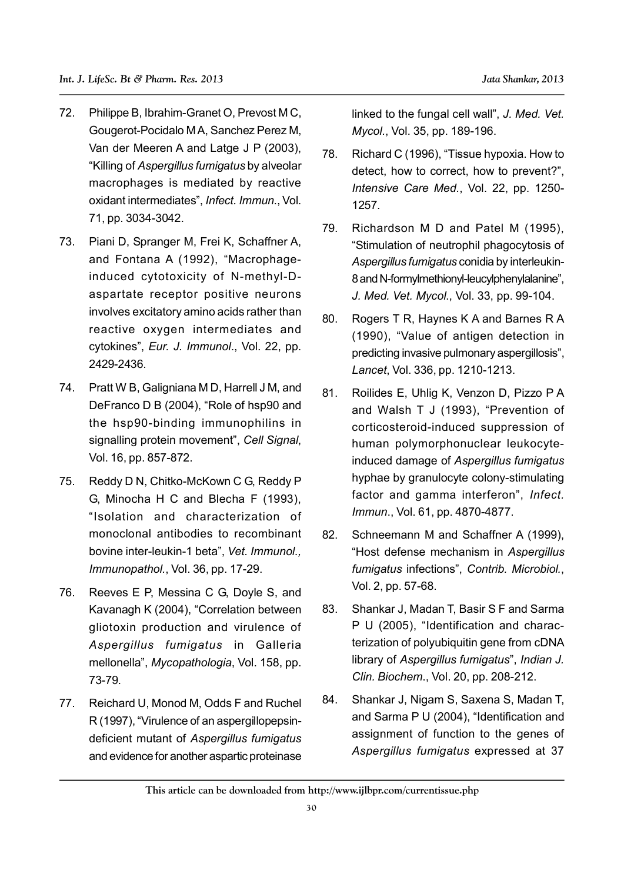72. Philippe B, Ibrahim-Granet O, Prevost M C, Gougerot-Pocidalo M A, Sanchez Perez M, Van der Meeren A and Latge J P (2003), "Killing of *Aspergillus fumigatus* by alveolar macrophages is mediated by reactive oxidant intermediates", *Infect. Immun.*, Vol. 71, pp. 3034-3042.

73. Piani D, Spranger M, Frei K, Schaffner A, and Fontana A (1992), "Macrophage-induced cytotoxicity of N-methyl-D-aspartate receptor positive neurons involves excitatory amino acids rather than reactive oxygen intermediates and cytokines", *Eur. J. Immunol.*, Vol. 22, pp. 2429-2436.

74. Pratt W B, Galigniana M D, Harrell J M, and DeFranco D B (2004), "Role of hsp90 and the hsp90-binding immunophilins in signalling protein movement", *Cell Signal*, Vol. 16, pp. 857-872.

75. Reddy D N, Chitko-McKown C G, Reddy P G, Minocha H C and Blecha F (1993), "Isolation and characterization of monoclonal antibodies to recombinant bovine inter-leukin-1 beta", *Vet. Immunol., Immunopathol.*, Vol. 36, pp. 17-29.

76. Reeves E P, Messina C G, Doyle S, and Kavanagh K (2004), "Correlation between gliotoxin production and virulence of *Aspergillus fumigatus* in Galleria mellonella", *Mycopathologia*, Vol. 158, pp. 73-79.

77. Reichard U, Monod M, Odds F and Ruchel R (1997), "Virulence of an aspergillopepsin-deficient mutant of *Aspergillus fumigatus* and evidence for another aspartic proteinase linked to the fungal cell wall", *J. Med. Vet. Mycol.*, Vol. 35, pp. 189-196.

78. Richard C (1996), "Tissue hypoxia. How to detect, how to correct, how to prevent?", *Intensive Care Med.*, Vol. 22, pp. 1250-1257.

79. Richardson M D and Patel M (1995), "Stimulation of neutrophil phagocytosis of *Aspergillus fumigatus* conidia by interleukin-8 and N-formylmethionyl-leucylphenylalanine", *J. Med. Vet. Mycol.*, Vol. 33, pp. 99-104.

80. Rogers T R, Haynes K A and Barnes R A (1990), "Value of antigen detection in predicting invasive pulmonary aspergillosis", *Lancet*, Vol. 336, pp. 1210-1213.

81. Roilides E, Uhlig K, Venzon D, Pizzo P A and Walsh T J (1993), "Prevention of corticosteroid-induced suppression of human polymorphonuclear leukocyte-induced damage of *Aspergillus fumigatus* hyphae by granulocyte colony-stimulating factor and gamma interferon", *Infect. Immun.*, Vol. 61, pp. 4870-4877.

82. Schneemann M and Schaffner A (1999), "Host defense mechanism in *Aspergillus fumigatus* infections", *Contrib. Microbiol.*, Vol. 2, pp. 57-68.

83. Shankar J, Madan T, Basir S F and Sarma P U (2005), "Identification and characterization of polyubiquitin gene from cDNA library of *Aspergillus fumigatus*", *Indian J. Clin. Biochem.*, Vol. 20, pp. 208-212.

84. Shankar J, Nigam S, Saxena S, Madan T, and Sarma P U (2004), "Identification and assignment of function to the genes of *Aspergillus fumigatus* expressed at 37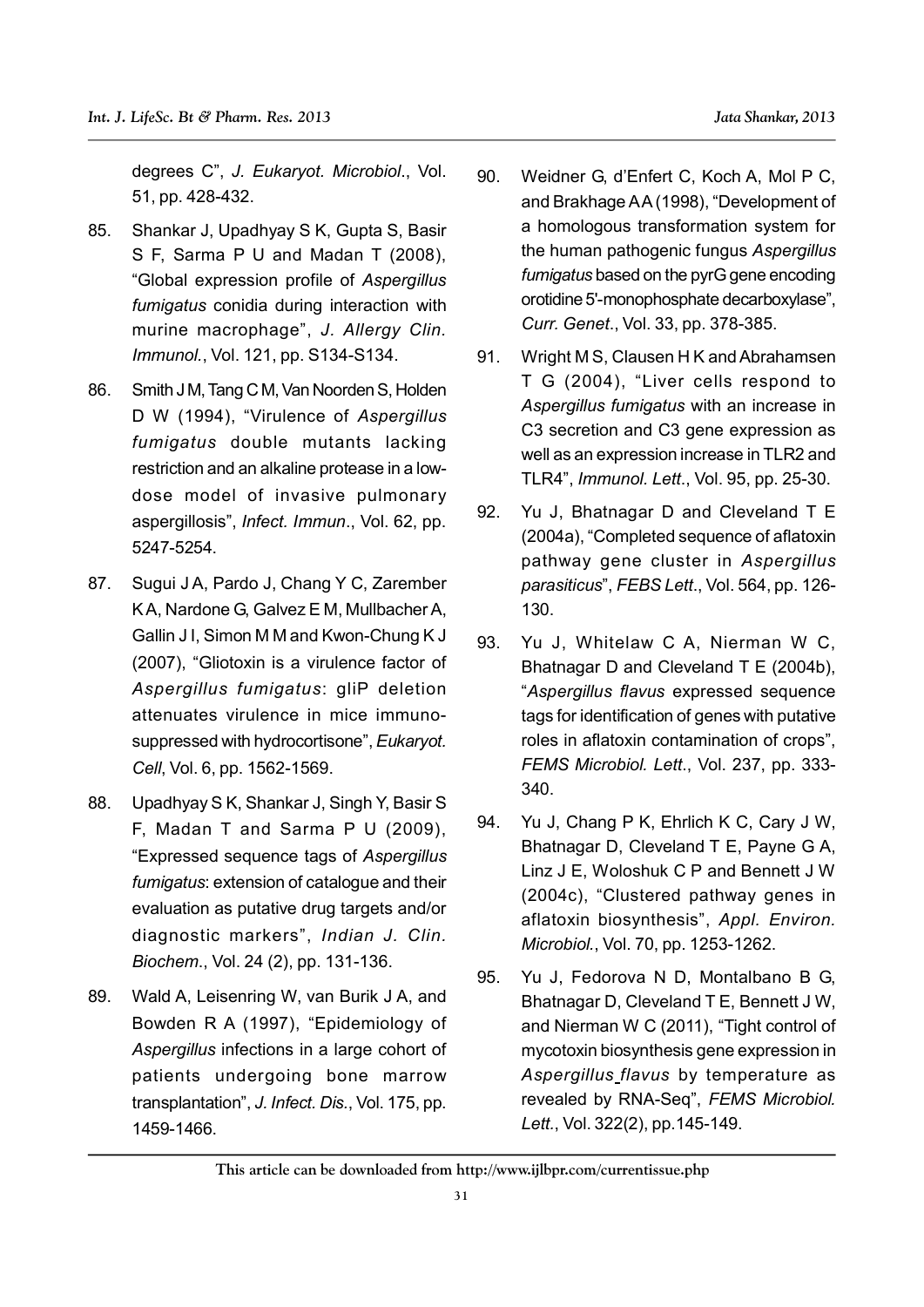degrees C", *J. Eukaryot. Microbiol*., Vol. 51, pp. 428-432.

85. Shankar J, Upadhyay S K, Gupta S, Basir S F, Sarma P U and Madan T (2008), "Global expression profile of *Aspergillus fumigatus* conidia during interaction with murine macrophage", *J. Allergy Clin. Immunol*., Vol. 121, pp. S134-S134.

86. Smith J M, Tang C M, Van Noorden S, Holden D W (1994), "Virulence of *Aspergillus fumigatus* double mutants lacking restriction and an alkaline protease in a low-dose model of invasive pulmonary aspergillosis", *Infect. Immun*., Vol. 62, pp. 5247-5254.

87. Sugui J A, Pardo J, Chang Y C, Zarember K A, Nardone G, Galvez E M, Mullbacher A, Gallin J I, Simon M M and Kwon-Chung K J (2007), "Gliotoxin is a virulence factor of *Aspergillus fumigatus*: gliP deletion attenuates virulence in mice immuno-suppressed with hydrocortisone", *Eukaryot. Cell*, Vol. 6, pp. 1562-1569.

88. Upadhyay S K, Shankar J, Singh Y, Basir S F, Madan T and Sarma P U (2009), "Expressed sequence tags of *Aspergillus fumigatus*: extension of catalogue and their evaluation as putative drug targets and/or diagnostic markers", *Indian J. Clin. Biochem*., Vol. 24 (2), pp. 131-136.

89. Wald A, Leisenring W, van Burik J A, and Bowden R A (1997), "Epidemiology of *Aspergillus* infections in a large cohort of patients undergoing bone marrow transplantation", *J. Infect. Dis.*, Vol. 175, pp. 1459-1466.

90. Weidner G, d'Enfert C, Koch A, Mol P C, and Brakhage A A (1998), "Development of a homologous transformation system for the human pathogenic fungus *Aspergillus fumigatus* based on the pyrG gene encoding orotidine 5'-monophosphate decarboxylase", *Curr. Genet*., Vol. 33, pp. 378-385.

91. Wright M S, Clausen H K and Abrahamsen T G (2004), "Liver cells respond to *Aspergillus fumigatus* with an increase in C3 secretion and C3 gene expression as well as an expression increase in TLR2 and TLR4", *Immunol. Lett*., Vol. 95, pp. 25-30.

92. Yu J, Bhatnagar D and Cleveland T E (2004a), "Completed sequence of aflatoxin pathway gene cluster in *Aspergillus parasiticus*", *FEBS Lett*., Vol. 564, pp. 126-130.

93. Yu J, Whitelaw C A, Nierman W C, Bhatnagar D and Cleveland T E (2004b), "*Aspergillus flavus* expressed sequence tags for identification of genes with putative roles in aflatoxin contamination of crops", *FEMS Microbiol. Lett*., Vol. 237, pp. 333-340.

94. Yu J, Chang P K, Ehrlich K C, Cary J W, Bhatnagar D, Cleveland T E, Payne G A, Linz J E, Woloshuk C P and Bennett J W (2004c), "Clustered pathway genes in aflatoxin biosynthesis", *Appl. Environ. Microbiol.*, Vol. 70, pp. 1253-1262.

95. Yu J, Fedorova N D, Montalbano B G, Bhatnagar D, Cleveland T E, Bennett J W, and Nierman W C (2011), "Tight control of mycotoxin biosynthesis gene expression in *Aspergillus flavus* by temperature as revealed by RNA-Seq", *FEMS Microbiol. Lett*., Vol. 322(2), pp.145-149.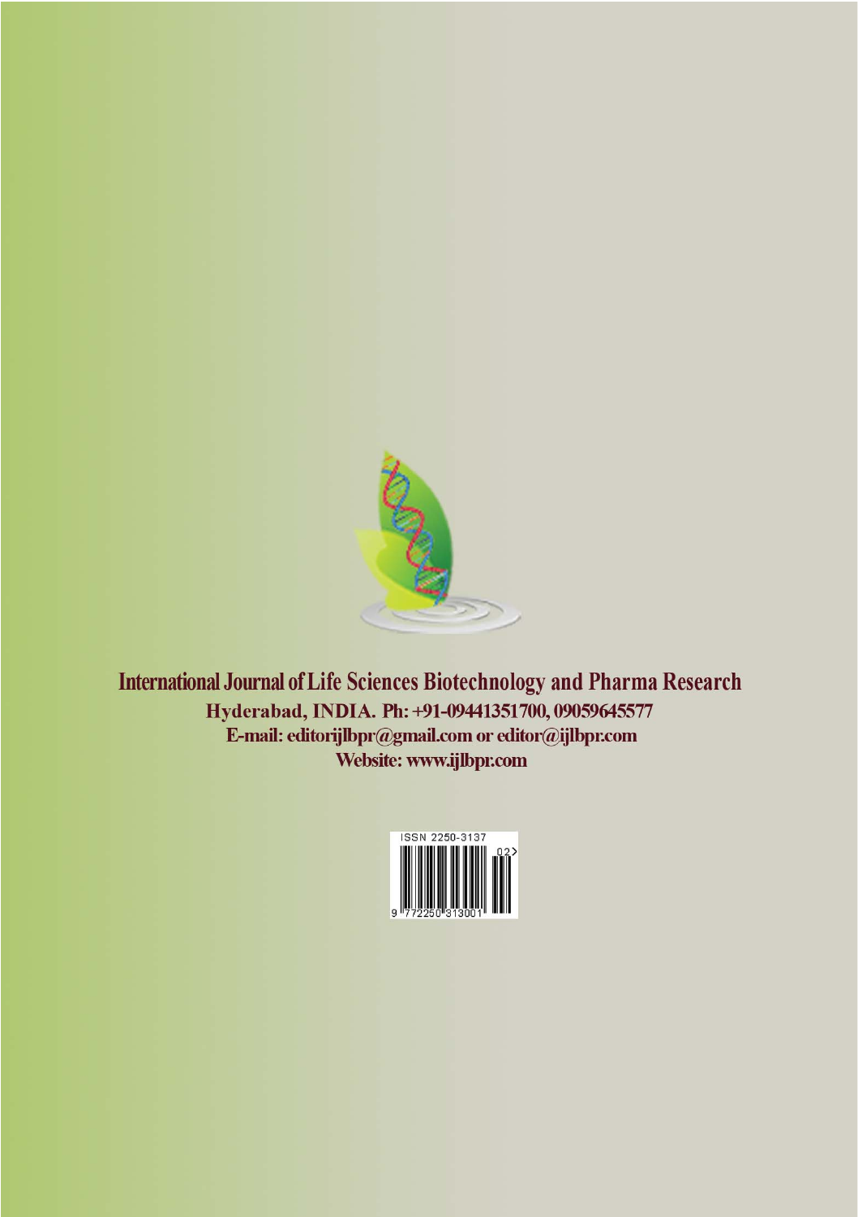**International Journal of Life Sciences Biotechnology and Pharma Research**

**Hyderabad, INDIA. Ph: +91-09441351700, 09059645577**

**E-mail: editorijlbpr@gmail.com or editor@ijlbpr.com**

**Website: www.ijlbpr.com**

ISSN 2250-3137